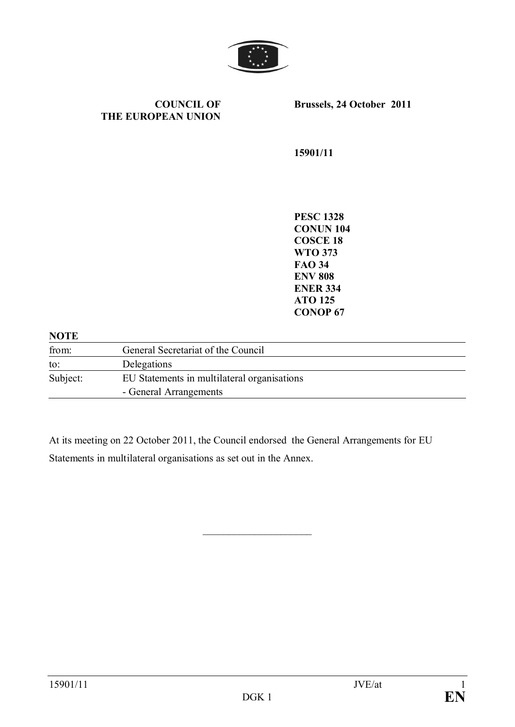**COUNCIL OF THE EUROPEAN UNION**

**Brussels, 24 October 2011**

**15901/11**

**PESC 1328**
**CONUN 104**
**COSCE 18**
**WTO 373**
**FAO 34**
**ENV 808**
**ENER 334**
**ATO 125**
**CONOP 67**

**NOTE**

| | |
|---|---|
| from: | General Secretariat of the Council |
| to: | Delegations |
| Subject: | EU Statements in multilateral organisations<br>- General Arrangements |

At its meeting on 22 October 2011, the Council endorsed the General Arrangements for EU Statements in multilateral organisations as set out in the Annex.

---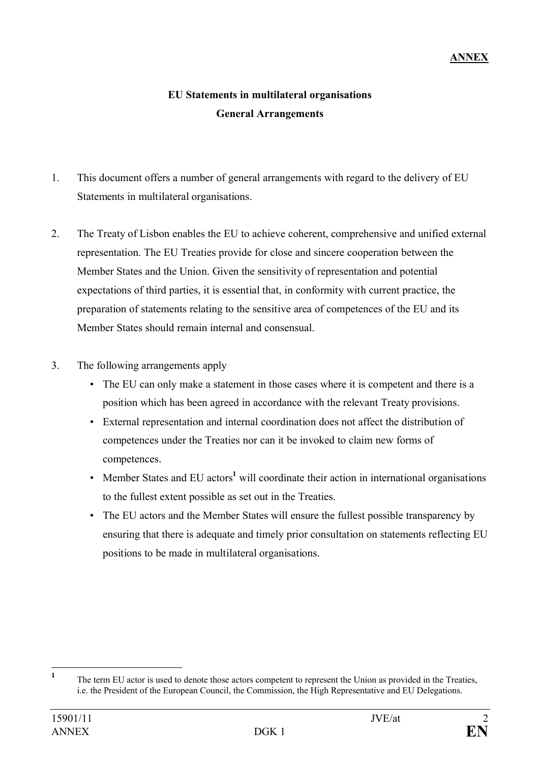**ANNEX**

## EU Statements in multilateral organisations
## General Arrangements

1. This document offers a number of general arrangements with regard to the delivery of EU Statements in multilateral organisations.

2. The Treaty of Lisbon enables the EU to achieve coherent, comprehensive and unified external representation. The EU Treaties provide for close and sincere cooperation between the Member States and the Union. Given the sensitivity of representation and potential expectations of third parties, it is essential that, in conformity with current practice, the preparation of statements relating to the sensitive area of competences of the EU and its Member States should remain internal and consensual.

3. The following arrangements apply
   - The EU can only make a statement in those cases where it is competent and there is a position which has been agreed in accordance with the relevant Treaty provisions.
   - External representation and internal coordination does not affect the distribution of competences under the Treaties nor can it be invoked to claim new forms of competences.
   - Member States and EU actors[1] will coordinate their action in international organisations to the fullest extent possible as set out in the Treaties.
   - The EU actors and the Member States will ensure the fullest possible transparency by ensuring that there is adequate and timely prior consultation on statements reflecting EU positions to be made in multilateral organisations.

---

[1] The term EU actor is used to denote those actors competent to represent the Union as provided in the Treaties, i.e. the President of the European Council, the Commission, the High Representative and EU Delegations.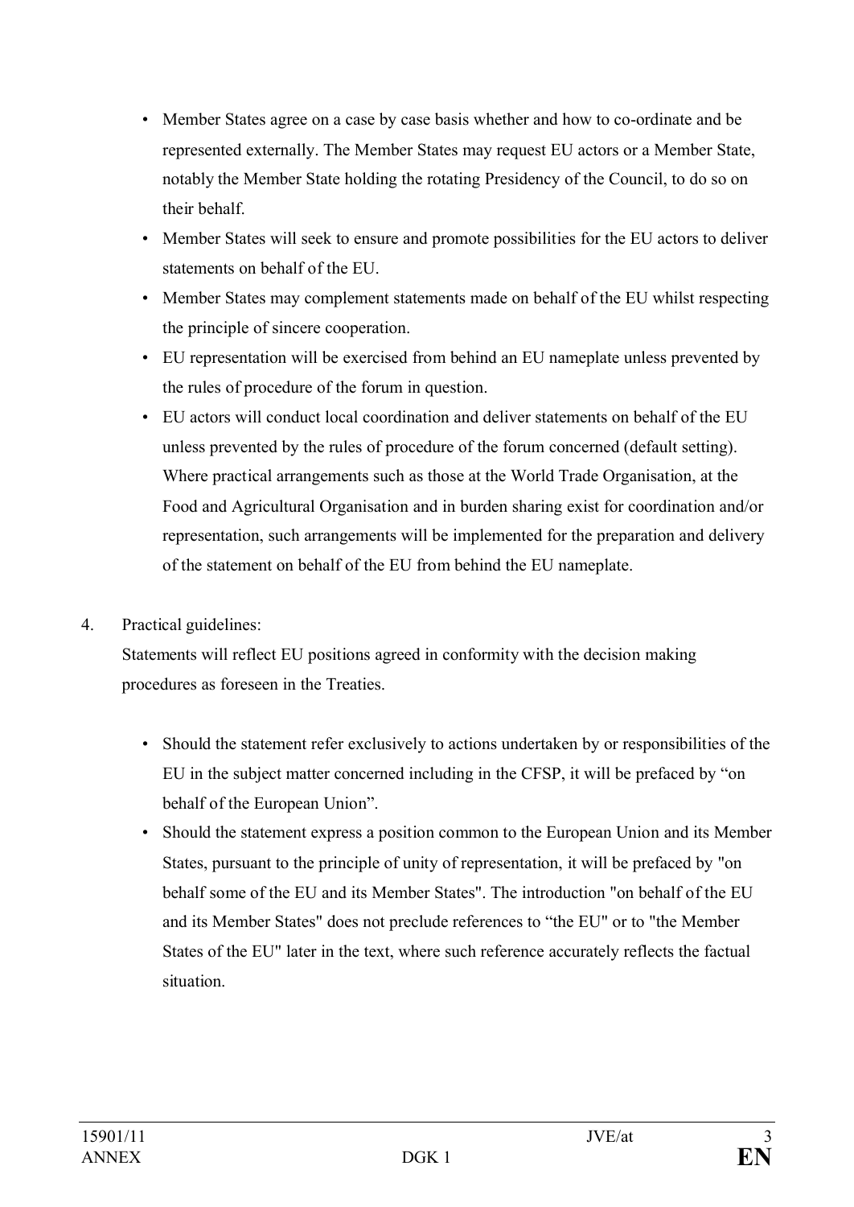- Member States agree on a case by case basis whether and how to co-ordinate and be represented externally. The Member States may request EU actors or a Member State, notably the Member State holding the rotating Presidency of the Council, to do so on their behalf.
- Member States will seek to ensure and promote possibilities for the EU actors to deliver statements on behalf of the EU.
- Member States may complement statements made on behalf of the EU whilst respecting the principle of sincere cooperation.
- EU representation will be exercised from behind an EU nameplate unless prevented by the rules of procedure of the forum in question.
- EU actors will conduct local coordination and deliver statements on behalf of the EU unless prevented by the rules of procedure of the forum concerned (default setting). Where practical arrangements such as those at the World Trade Organisation, at the Food and Agricultural Organisation and in burden sharing exist for coordination and/or representation, such arrangements will be implemented for the preparation and delivery of the statement on behalf of the EU from behind the EU nameplate.

4. Practical guidelines:
   Statements will reflect EU positions agreed in conformity with the decision making procedures as foreseen in the Treaties.

   - Should the statement refer exclusively to actions undertaken by or responsibilities of the EU in the subject matter concerned including in the CFSP, it will be prefaced by "on behalf of the European Union".
   - Should the statement express a position common to the European Union and its Member States, pursuant to the principle of unity of representation, it will be prefaced by "on behalf some of the EU and its Member States". The introduction "on behalf of the EU and its Member States" does not preclude references to "the EU" or to "the Member States of the EU" later in the text, where such reference accurately reflects the factual situation.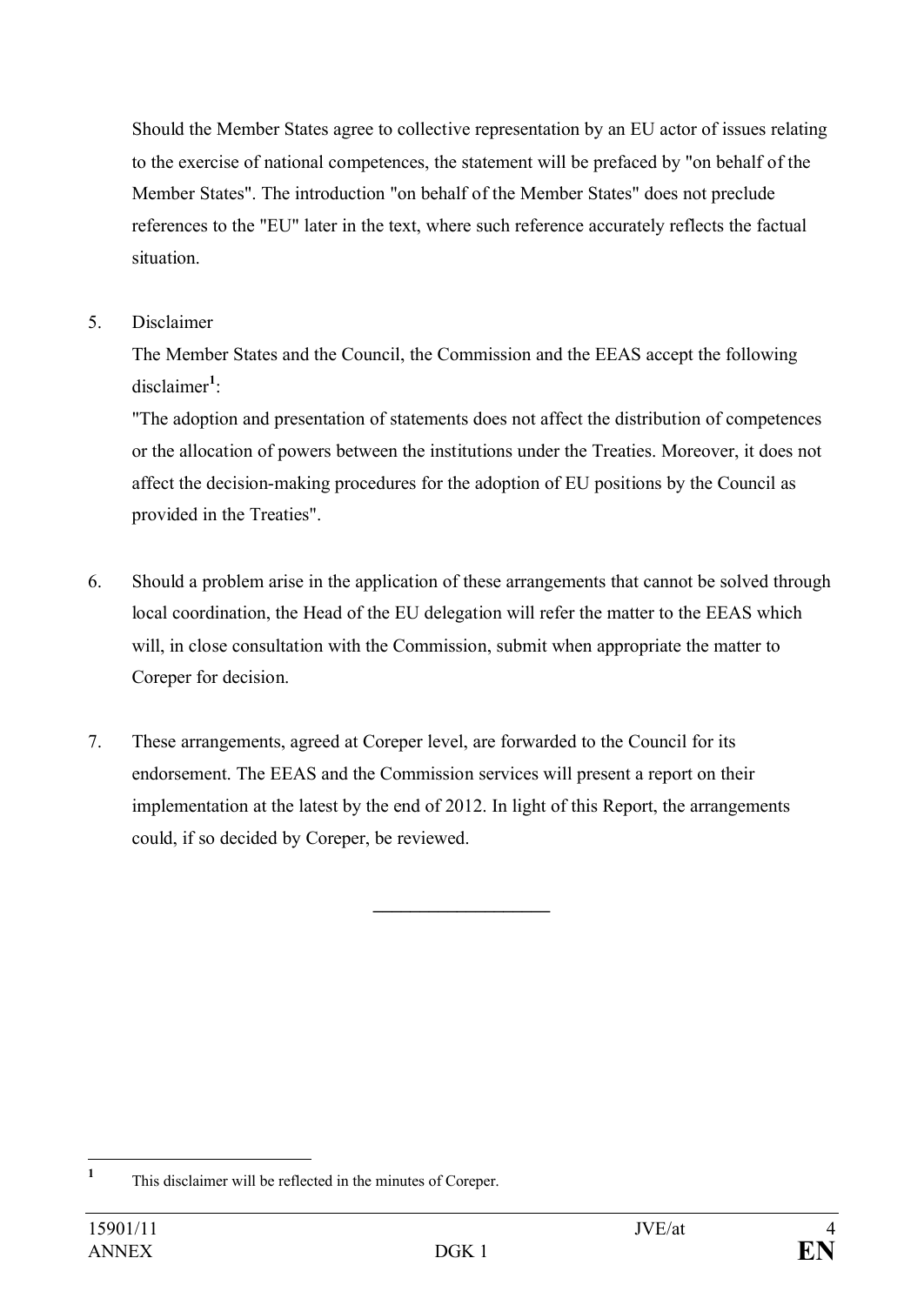Should the Member States agree to collective representation by an EU actor of issues relating to the exercise of national competences, the statement will be prefaced by "on behalf of the Member States". The introduction "on behalf of the Member States" does not preclude references to the "EU" later in the text, where such reference accurately reflects the factual situation.

5. Disclaimer

   The Member States and the Council, the Commission and the EEAS accept the following disclaimer[1]:

   "The adoption and presentation of statements does not affect the distribution of competences or the allocation of powers between the institutions under the Treaties. Moreover, it does not affect the decision-making procedures for the adoption of EU positions by the Council as provided in the Treaties".

6. Should a problem arise in the application of these arrangements that cannot be solved through local coordination, the Head of the EU delegation will refer the matter to the EEAS which will, in close consultation with the Commission, submit when appropriate the matter to Coreper for decision.

7. These arrangements, agreed at Coreper level, are forwarded to the Council for its endorsement. The EEAS and the Commission services will present a report on their implementation at the latest by the end of 2012. In light of this Report, the arrangements could, if so decided by Coreper, be reviewed.

---

[1] This disclaimer will be reflected in the minutes of Coreper.